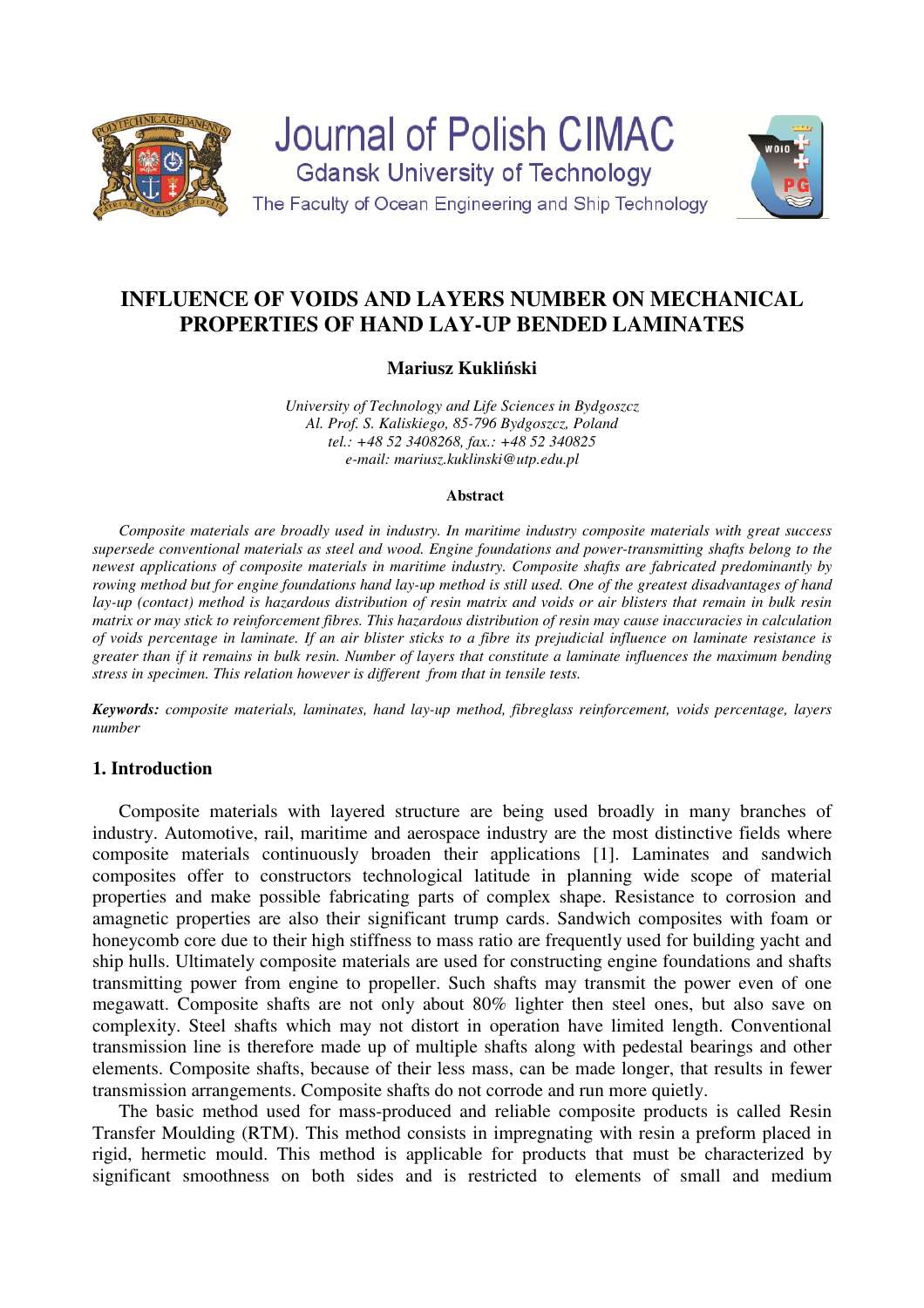Journal of Polish CIMAC

Gdansk University of Technology

The Faculty of Ocean Engineering and Ship Technology

# INFLUENCE OF VOIDS AND LAYERS NUMBER ON MECHANICAL PROPERTIES OF HAND LAY-UP BENDED LAMINATES

**Mariusz Kukliński**

*University of Technology and Life Sciences in Bydgoszcz*
*Al. Prof. S. Kaliskiego, 85-796 Bydgoszcz, Poland*
*tel.: +48 52 3408268, fax.: +48 52 340825*
*e-mail: mariusz.kuklinski@utp.edu.pl*

**Abstract**

*Composite materials are broadly used in industry. In maritime industry composite materials with great success supersede conventional materials as steel and wood. Engine foundations and power-transmitting shafts belong to the newest applications of composite materials in maritime industry. Composite shafts are fabricated predominantly by rowing method but for engine foundations hand lay-up method is still used. One of the greatest disadvantages of hand lay-up (contact) method is hazardous distribution of resin matrix and voids or air blisters that remain in bulk resin matrix or may stick to reinforcement fibres. This hazardous distribution of resin may cause inaccuracies in calculation of voids percentage in laminate. If an air blister sticks to a fibre its prejudicial influence on laminate resistance is greater than if it remains in bulk resin. Number of layers that constitute a laminate influences the maximum bending stress in specimen. This relation however is different from that in tensile tests.*

***Keywords:*** *composite materials, laminates, hand lay-up method, fibreglass reinforcement, voids percentage, layers number*

## 1. Introduction

Composite materials with layered structure are being used broadly in many branches of industry. Automotive, rail, maritime and aerospace industry are the most distinctive fields where composite materials continuously broaden their applications [1]. Laminates and sandwich composites offer to constructors technological latitude in planning wide scope of material properties and make possible fabricating parts of complex shape. Resistance to corrosion and amagnetic properties are also their significant trump cards. Sandwich composites with foam or honeycomb core due to their high stiffness to mass ratio are frequently used for building yacht and ship hulls. Ultimately composite materials are used for constructing engine foundations and shafts transmitting power from engine to propeller. Such shafts may transmit the power even of one megawatt. Composite shafts are not only about 80% lighter then steel ones, but also save on complexity. Steel shafts which may not distort in operation have limited length. Conventional transmission line is therefore made up of multiple shafts along with pedestal bearings and other elements. Composite shafts, because of their less mass, can be made longer, that results in fewer transmission arrangements. Composite shafts do not corrode and run more quietly.

The basic method used for mass-produced and reliable composite products is called Resin Transfer Moulding (RTM). This method consists in impregnating with resin a preform placed in rigid, hermetic mould. This method is applicable for products that must be characterized by significant smoothness on both sides and is restricted to elements of small and medium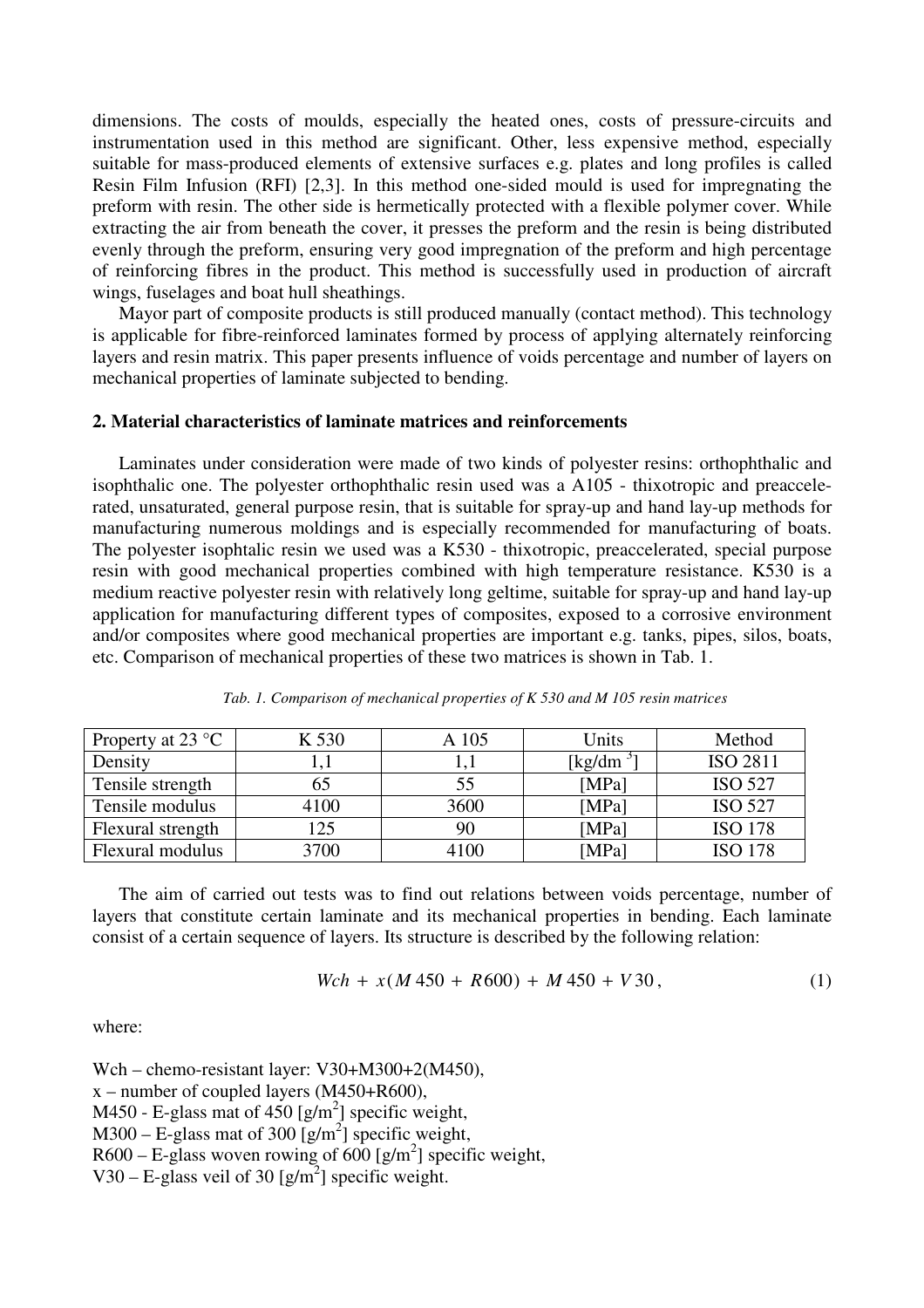dimensions. The costs of moulds, especially the heated ones, costs of pressure-circuits and instrumentation used in this method are significant. Other, less expensive method, especially suitable for mass-produced elements of extensive surfaces e.g. plates and long profiles is called Resin Film Infusion (RFI) [2,3]. In this method one-sided mould is used for impregnating the preform with resin. The other side is hermetically protected with a flexible polymer cover. While extracting the air from beneath the cover, it presses the preform and the resin is being distributed evenly through the preform, ensuring very good impregnation of the preform and high percentage of reinforcing fibres in the product. This method is successfully used in production of aircraft wings, fuselages and boat hull sheathings.

Mayor part of composite products is still produced manually (contact method). This technology is applicable for fibre-reinforced laminates formed by process of applying alternately reinforcing layers and resin matrix. This paper presents influence of voids percentage and number of layers on mechanical properties of laminate subjected to bending.

## 2. Material characteristics of laminate matrices and reinforcements

Laminates under consideration were made of two kinds of polyester resins: orthophthalic and isophthalic one. The polyester orthophthalic resin used was a A105 - thixotropic and preaccelerated, unsaturated, general purpose resin, that is suitable for spray-up and hand lay-up methods for manufacturing numerous moldings and is especially recommended for manufacturing of boats. The polyester isophtalic resin we used was a K530 - thixotropic, preaccelerated, special purpose resin with good mechanical properties combined with high temperature resistance. K530 is a medium reactive polyester resin with relatively long geltime, suitable for spray-up and hand lay-up application for manufacturing different types of composites, exposed to a corrosive environment and/or composites where good mechanical properties are important e.g. tanks, pipes, silos, boats, etc. Comparison of mechanical properties of these two matrices is shown in Tab. 1.

*Tab. 1. Comparison of mechanical properties of K 530 and M 105 resin matrices*

| Property at 23 °C | K 530 | A 105 | Units | Method |
|---|---|---|---|---|
| Density | 1,1 | 1,1 | [kg/dm $^3$] | ISO 2811 |
| Tensile strength | 65 | 55 | [MPa] | ISO 527 |
| Tensile modulus | 4100 | 3600 | [MPa] | ISO 527 |
| Flexural strength | 125 | 90 | [MPa] | ISO 178 |
| Flexural modulus | 3700 | 4100 | [MPa] | ISO 178 |

The aim of carried out tests was to find out relations between voids percentage, number of layers that constitute certain laminate and its mechanical properties in bending. Each laminate consist of a certain sequence of layers. Its structure is described by the following relation:

$$Wch + x(M\,450 + R600) + M\,450 + V\,30\,, \tag{1}$$

where:

Wch – chemo-resistant layer: V30+M300+2(M450),  
x – number of coupled layers (M450+R600),  
M450 - E-glass mat of 450 [g/m$^2$] specific weight,  
M300 – E-glass mat of 300 [g/m$^2$] specific weight,  
R600 – E-glass woven rowing of 600 [g/m$^2$] specific weight,  
V30 – E-glass veil of 30 [g/m$^2$] specific weight.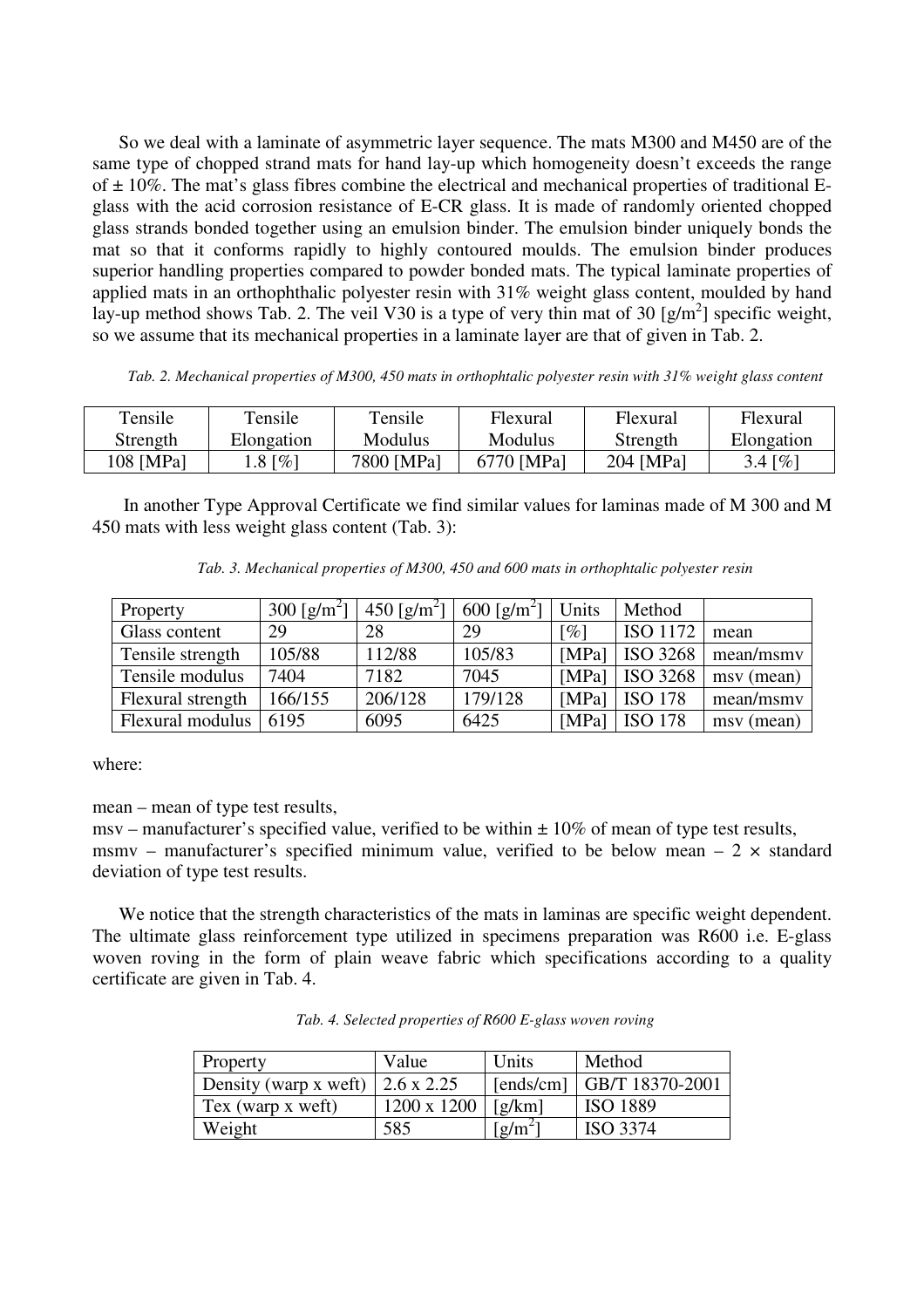So we deal with a laminate of asymmetric layer sequence. The mats M300 and M450 are of the same type of chopped strand mats for hand lay-up which homogeneity doesn't exceeds the range of ± 10%. The mat's glass fibres combine the electrical and mechanical properties of traditional E-glass with the acid corrosion resistance of E-CR glass. It is made of randomly oriented chopped glass strands bonded together using an emulsion binder. The emulsion binder uniquely bonds the mat so that it conforms rapidly to highly contoured moulds. The emulsion binder produces superior handling properties compared to powder bonded mats. The typical laminate properties of applied mats in an orthophthalic polyester resin with 31% weight glass content, moulded by hand lay-up method shows Tab. 2. The veil V30 is a type of very thin mat of 30 [g/m$^2$] specific weight, so we assume that its mechanical properties in a laminate layer are that of given in Tab. 2.

*Tab. 2. Mechanical properties of M300, 450 mats in orthophtalic polyester resin with 31% weight glass content*

| Tensile Strength | Tensile Elongation | Tensile Modulus | Flexural Modulus | Flexural Strength | Flexural Elongation |
|---|---|---|---|---|---|
| 108 [MPa] | 1.8 [%] | 7800 [MPa] | 6770 [MPa] | 204 [MPa] | 3.4 [%] |

In another Type Approval Certificate we find similar values for laminas made of M 300 and M 450 mats with less weight glass content (Tab. 3):

*Tab. 3. Mechanical properties of M300, 450 and 600 mats in orthophtalic polyester resin*

| Property | 300 [g/m$^2$] | 450 [g/m$^2$] | 600 [g/m$^2$] | Units | Method | |
|---|---|---|---|---|---|---|
| Glass content | 29 | 28 | 29 | [%] | ISO 1172 | mean |
| Tensile strength | 105/88 | 112/88 | 105/83 | [MPa] | ISO 3268 | mean/msmv |
| Tensile modulus | 7404 | 7182 | 7045 | [MPa] | ISO 3268 | msv (mean) |
| Flexural strength | 166/155 | 206/128 | 179/128 | [MPa] | ISO 178 | mean/msmv |
| Flexural modulus | 6195 | 6095 | 6425 | [MPa] | ISO 178 | msv (mean) |

where:

mean – mean of type test results,

msv – manufacturer's specified value, verified to be within ± 10% of mean of type test results,

msmv – manufacturer's specified minimum value, verified to be below mean – 2 × standard deviation of type test results.

We notice that the strength characteristics of the mats in laminas are specific weight dependent. The ultimate glass reinforcement type utilized in specimens preparation was R600 i.e. E-glass woven roving in the form of plain weave fabric which specifications according to a quality certificate are given in Tab. 4.

*Tab. 4. Selected properties of R600 E-glass woven roving*

| Property | Value | Units | Method |
|---|---|---|---|
| Density (warp x weft) | 2.6 x 2.25 | [ends/cm] | GB/T 18370-2001 |
| Tex (warp x weft) | 1200 x 1200 | [g/km] | ISO 1889 |
| Weight | 585 | [g/m$^2$] | ISO 3374 |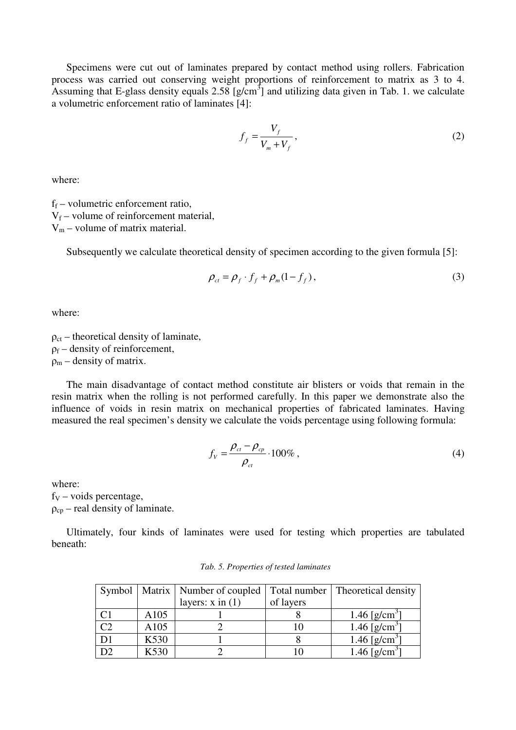Specimens were cut out of laminates prepared by contact method using rollers. Fabrication process was carried out conserving weight proportions of reinforcement to matrix as 3 to 4. Assuming that E-glass density equals 2.58 [g/cm$^3$] and utilizing data given in Tab. 1. we calculate a volumetric enforcement ratio of laminates [4]:

$$f_f = \frac{V_f}{V_m + V_f}, \tag{2}$$

where:

$f_f$ – volumetric enforcement ratio,
$V_f$ – volume of reinforcement material,
$V_m$ – volume of matrix material.

Subsequently we calculate theoretical density of specimen according to the given formula [5]:

$$\rho_{ct} = \rho_f \cdot f_f + \rho_m (1 - f_f), \tag{3}$$

where:

$\rho_{ct}$ – theoretical density of laminate,
$\rho_f$ – density of reinforcement,
$\rho_m$ – density of matrix.

The main disadvantage of contact method constitute air blisters or voids that remain in the resin matrix when the rolling is not performed carefully. In this paper we demonstrate also the influence of voids in resin matrix on mechanical properties of fabricated laminates. Having measured the real specimen's density we calculate the voids percentage using following formula:

$$f_V = \frac{\rho_{ct} - \rho_{cp}}{\rho_{ct}} \cdot 100\%, \tag{4}$$

where:
$f_V$ – voids percentage,
$\rho_{cp}$ – real density of laminate.

Ultimately, four kinds of laminates were used for testing which properties are tabulated beneath:

*Tab. 5. Properties of tested laminates*

| Symbol | Matrix | Number of coupled layers: x in (1) | Total number of layers | Theoretical density |
|---|---|---|---|---|
| C1 | A105 | 1 | 8 | 1.46 [g/cm$^3$] |
| C2 | A105 | 2 | 10 | 1.46 [g/cm$^3$] |
| D1 | K530 | 1 | 8 | 1.46 [g/cm$^3$] |
| D2 | K530 | 2 | 10 | 1.46 [g/cm$^3$] |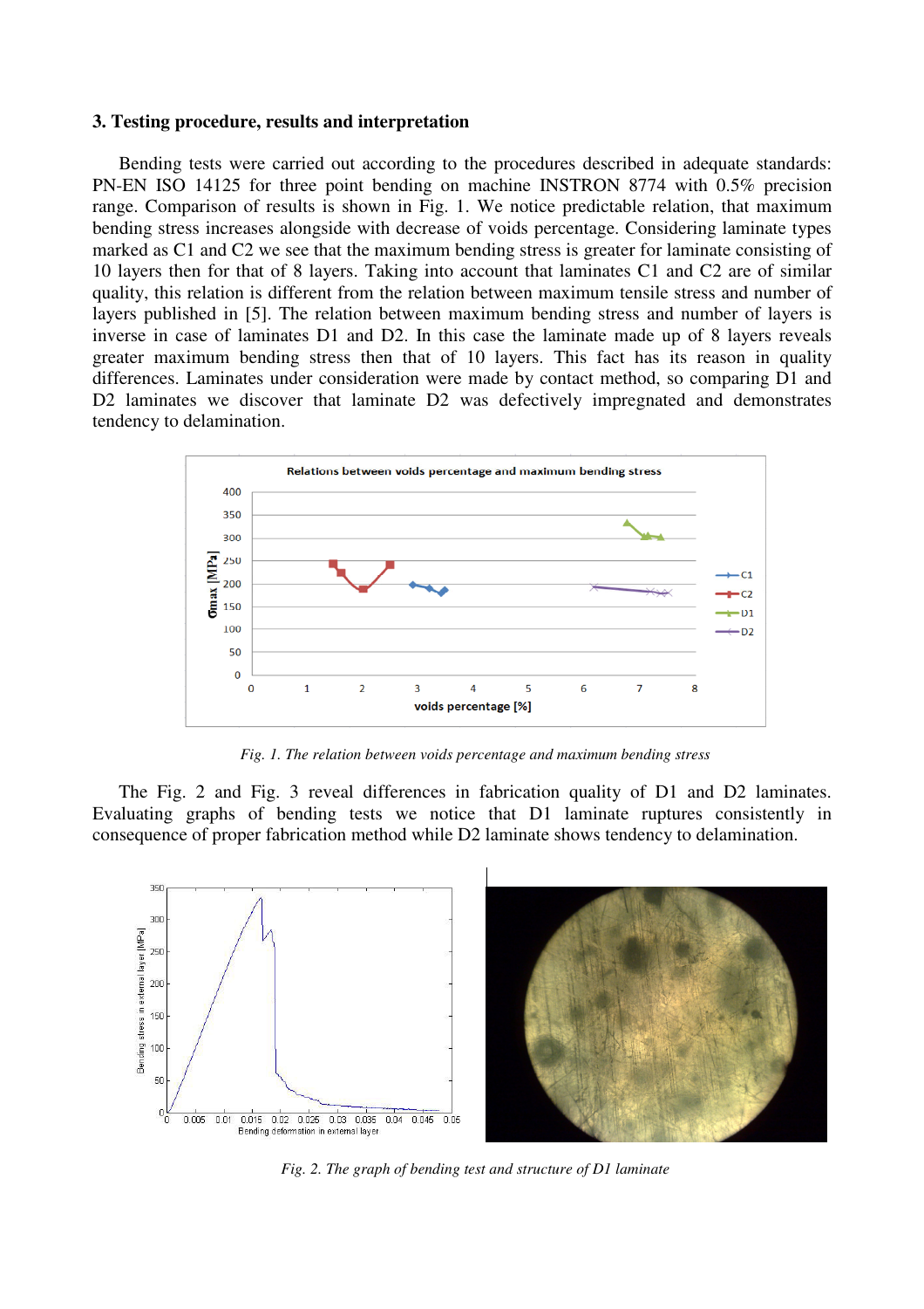### 3. Testing procedure, results and interpretation

Bending tests were carried out according to the procedures described in adequate standards: PN-EN ISO 14125 for three point bending on machine INSTRON 8774 with 0.5% precision range. Comparison of results is shown in Fig. 1. We notice predictable relation, that maximum bending stress increases alongside with decrease of voids percentage. Considering laminate types marked as C1 and C2 we see that the maximum bending stress is greater for laminate consisting of 10 layers then for that of 8 layers. Taking into account that laminates C1 and C2 are of similar quality, this relation is different from the relation between maximum tensile stress and number of layers published in [5]. The relation between maximum bending stress and number of layers is inverse in case of laminates D1 and D2. In this case the laminate made up of 8 layers reveals greater maximum bending stress then that of 10 layers. This fact has its reason in quality differences. Laminates under consideration were made by contact method, so comparing D1 and D2 laminates we discover that laminate D2 was defectively impregnated and demonstrates tendency to delamination.

*Fig. 1. The relation between voids percentage and maximum bending stress*

The Fig. 2 and Fig. 3 reveal differences in fabrication quality of D1 and D2 laminates. Evaluating graphs of bending tests we notice that D1 laminate ruptures consistently in consequence of proper fabrication method while D2 laminate shows tendency to delamination.

*Fig. 2. The graph of bending test and structure of D1 laminate*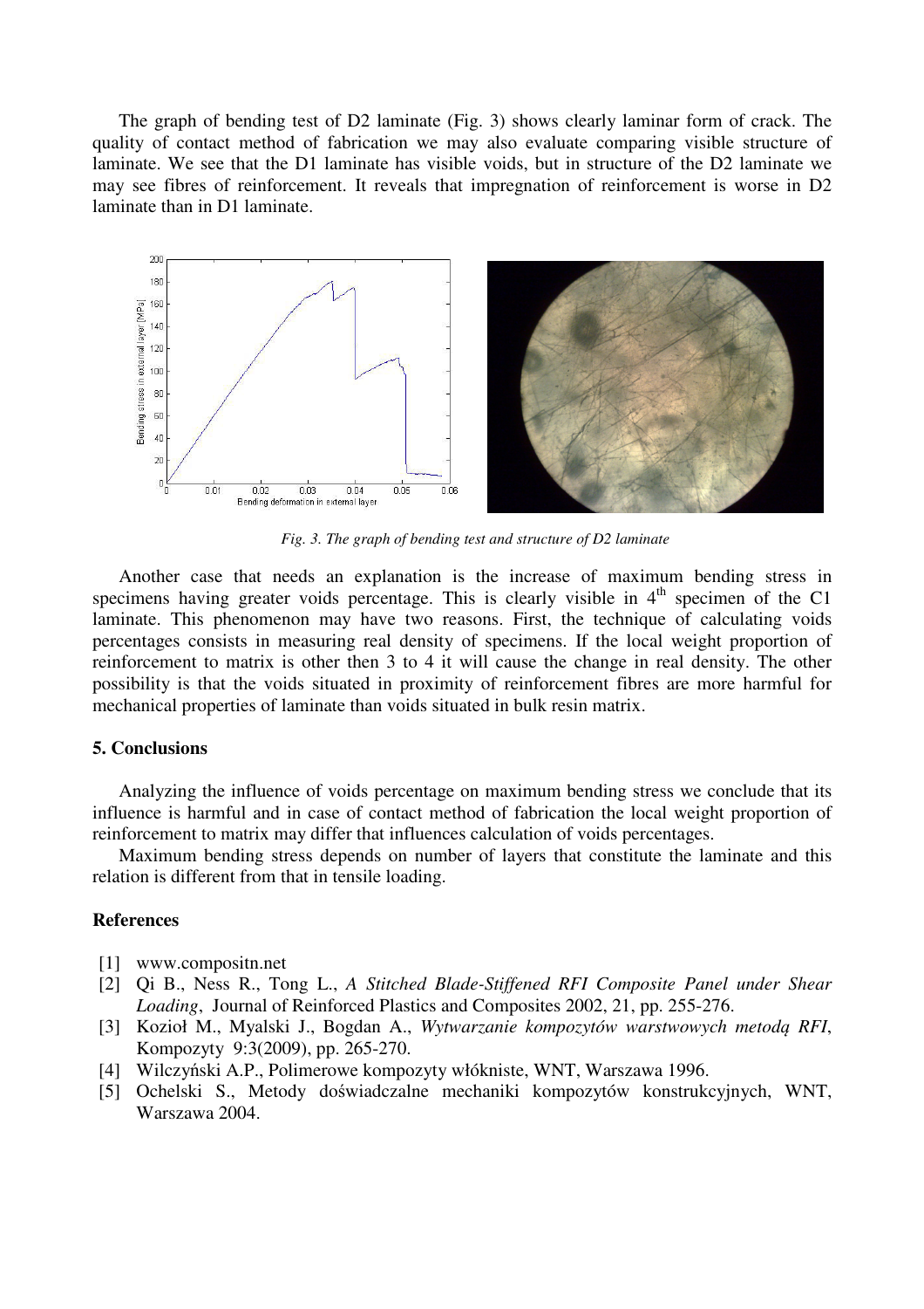The graph of bending test of D2 laminate (Fig. 3) shows clearly laminar form of crack. The quality of contact method of fabrication we may also evaluate comparing visible structure of laminate. We see that the D1 laminate has visible voids, but in structure of the D2 laminate we may see fibres of reinforcement. It reveals that impregnation of reinforcement is worse in D2 laminate than in D1 laminate.

Bending stress in external layer [MPa]

200
180
160
140
120
100
80
60
40
20
0

0 0.01 0.02 0.03 0.04 0.05 0.06

Bending deformation in external layer

*Fig. 3. The graph of bending test and structure of D2 laminate*

Another case that needs an explanation is the increase of maximum bending stress in specimens having greater voids percentage. This is clearly visible in 4[th] specimen of the C1 laminate. This phenomenon may have two reasons. First, the technique of calculating voids percentages consists in measuring real density of specimens. If the local weight proportion of reinforcement to matrix is other then 3 to 4 it will cause the change in real density. The other possibility is that the voids situated in proximity of reinforcement fibres are more harmful for mechanical properties of laminate than voids situated in bulk resin matrix.

## 5. Conclusions

Analyzing the influence of voids percentage on maximum bending stress we conclude that its influence is harmful and in case of contact method of fabrication the local weight proportion of reinforcement to matrix may differ that influences calculation of voids percentages.

Maximum bending stress depends on number of layers that constitute the laminate and this relation is different from that in tensile loading.

## References

[1] www.compositn.net

[2] Qi B., Ness R., Tong L., *A Stitched Blade-Stiffened RFI Composite Panel under Shear Loading*, Journal of Reinforced Plastics and Composites 2002, 21, pp. 255-276.

[3] Kozioł M., Myalski J., Bogdan A., *Wytwarzanie kompozytów warstwowych metodą RFI*, Kompozyty 9:3(2009), pp. 265-270.

[4] Wilczyński A.P., Polimerowe kompozyty włókniste, WNT, Warszawa 1996.

[5] Ochelski S., Metody doświadczalne mechaniki kompozytów konstrukcyjnych, WNT, Warszawa 2004.